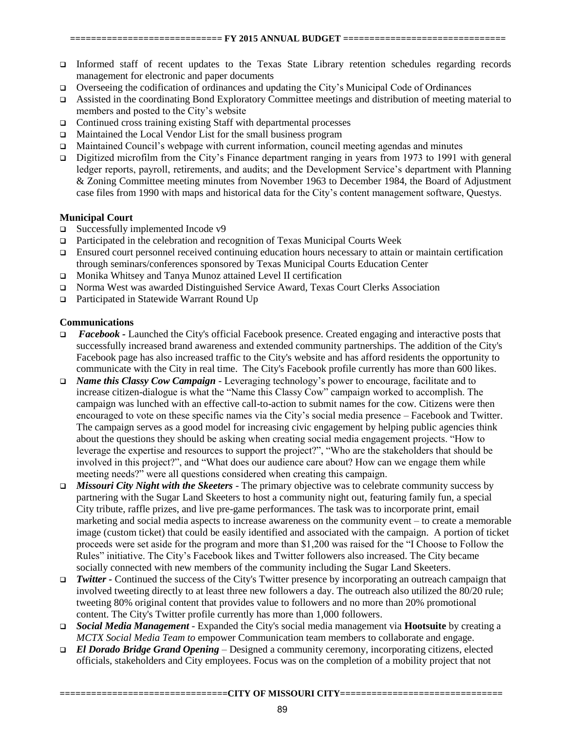- Informed staff of recent updates to the Texas State Library retention schedules regarding records management for electronic and paper documents
- Overseeing the codification of ordinances and updating the City's Municipal Code of Ordinances
- Assisted in the coordinating Bond Exploratory Committee meetings and distribution of meeting material to members and posted to the City's website
- Continued cross training existing Staff with departmental processes
- Maintained the Local Vendor List for the small business program
- Maintained Council's webpage with current information, council meeting agendas and minutes
- Digitized microfilm from the City's Finance department ranging in years from 1973 to 1991 with general ledger reports, payroll, retirements, and audits; and the Development Service's department with Planning & Zoning Committee meeting minutes from November 1963 to December 1984, the Board of Adjustment case files from 1990 with maps and historical data for the City's content management software, Questys.

**Municipal Court**

- Successfully implemented Incode v9
- Participated in the celebration and recognition of Texas Municipal Courts Week
- Ensured court personnel received continuing education hours necessary to attain or maintain certification through seminars/conferences sponsored by Texas Municipal Courts Education Center
- Monika Whitsey and Tanya Munoz attained Level II certification
- Norma West was awarded Distinguished Service Award, Texas Court Clerks Association
- Participated in Statewide Warrant Round Up

**Communications**

- ***Facebook*** - Launched the City's official Facebook presence. Created engaging and interactive posts that successfully increased brand awareness and extended community partnerships. The addition of the City's Facebook page has also increased traffic to the City's website and has afford residents the opportunity to communicate with the City in real time. The City's Facebook profile currently has more than 600 likes.
- ***Name this Classy Cow Campaign*** - Leveraging technology's power to encourage, facilitate and to increase citizen-dialogue is what the "Name this Classy Cow" campaign worked to accomplish. The campaign was lunched with an effective call-to-action to submit names for the cow. Citizens were then encouraged to vote on these specific names via the City's social media presence – Facebook and Twitter. The campaign serves as a good model for increasing civic engagement by helping public agencies think about the questions they should be asking when creating social media engagement projects. "How to leverage the expertise and resources to support the project?", "Who are the stakeholders that should be involved in this project?", and "What does our audience care about? How can we engage them while meeting needs?" were all questions considered when creating this campaign.
- ***Missouri City Night with the Skeeters*** - The primary objective was to celebrate community success by partnering with the Sugar Land Skeeters to host a community night out, featuring family fun, a special City tribute, raffle prizes, and live pre-game performances. The task was to incorporate print, email marketing and social media aspects to increase awareness on the community event – to create a memorable image (custom ticket) that could be easily identified and associated with the campaign. A portion of ticket proceeds were set aside for the program and more than $1,200 was raised for the "I Choose to Follow the Rules" initiative. The City's Facebook likes and Twitter followers also increased. The City became socially connected with new members of the community including the Sugar Land Skeeters.
- ***Twitter*** - Continued the success of the City's Twitter presence by incorporating an outreach campaign that involved tweeting directly to at least three new followers a day. The outreach also utilized the 80/20 rule; tweeting 80% original content that provides value to followers and no more than 20% promotional content. The City's Twitter profile currently has more than 1,000 followers.
- ***Social Media Management*** - Expanded the City's social media management via **Hootsuite** by creating a *MCTX Social Media Team to* empower Communication team members to collaborate and engage.
- ***El Dorado Bridge Grand Opening*** – Designed a community ceremony, incorporating citizens, elected officials, stakeholders and City employees. Focus was on the completion of a mobility project that not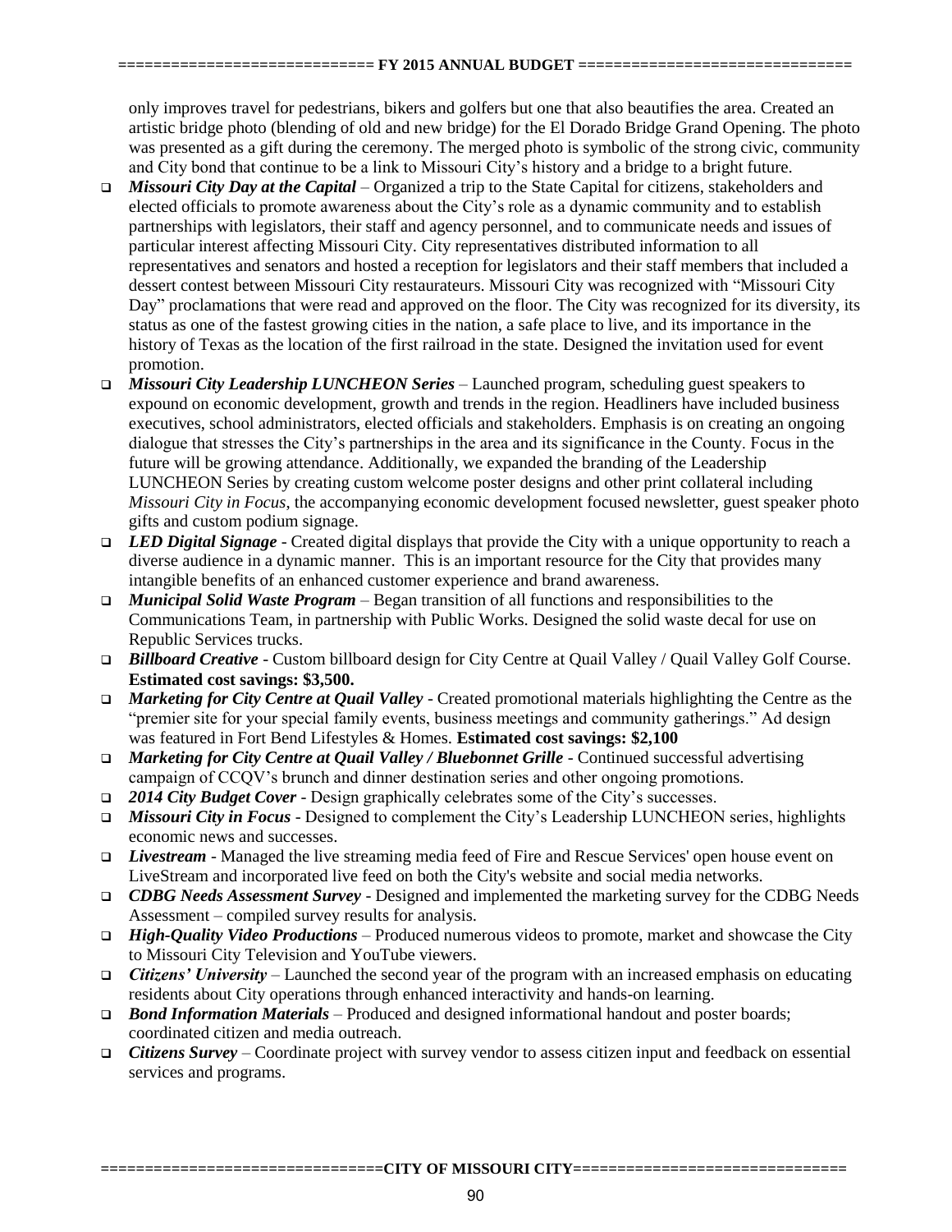only improves travel for pedestrians, bikers and golfers but one that also beautifies the area. Created an artistic bridge photo (blending of old and new bridge) for the El Dorado Bridge Grand Opening. The photo was presented as a gift during the ceremony. The merged photo is symbolic of the strong civic, community and City bond that continue to be a link to Missouri City's history and a bridge to a bright future.

- ***Missouri City Day at the Capital*** – Organized a trip to the State Capital for citizens, stakeholders and elected officials to promote awareness about the City's role as a dynamic community and to establish partnerships with legislators, their staff and agency personnel, and to communicate needs and issues of particular interest affecting Missouri City. City representatives distributed information to all representatives and senators and hosted a reception for legislators and their staff members that included a dessert contest between Missouri City restaurateurs. Missouri City was recognized with "Missouri City Day" proclamations that were read and approved on the floor. The City was recognized for its diversity, its status as one of the fastest growing cities in the nation, a safe place to live, and its importance in the history of Texas as the location of the first railroad in the state. Designed the invitation used for event promotion.
- ***Missouri City Leadership LUNCHEON Series*** – Launched program, scheduling guest speakers to expound on economic development, growth and trends in the region. Headliners have included business executives, school administrators, elected officials and stakeholders. Emphasis is on creating an ongoing dialogue that stresses the City's partnerships in the area and its significance in the County. Focus in the future will be growing attendance. Additionally, we expanded the branding of the Leadership LUNCHEON Series by creating custom welcome poster designs and other print collateral including *Missouri City in Focus*, the accompanying economic development focused newsletter, guest speaker photo gifts and custom podium signage.
- ***LED Digital Signage*** - Created digital displays that provide the City with a unique opportunity to reach a diverse audience in a dynamic manner. This is an important resource for the City that provides many intangible benefits of an enhanced customer experience and brand awareness.
- ***Municipal Solid Waste Program*** – Began transition of all functions and responsibilities to the Communications Team, in partnership with Public Works. Designed the solid waste decal for use on Republic Services trucks.
- ***Billboard Creative*** - Custom billboard design for City Centre at Quail Valley / Quail Valley Golf Course. **Estimated cost savings: $3,500.**
- ***Marketing for City Centre at Quail Valley*** - Created promotional materials highlighting the Centre as the "premier site for your special family events, business meetings and community gatherings." Ad design was featured in Fort Bend Lifestyles & Homes. **Estimated cost savings: $2,100**
- ***Marketing for City Centre at Quail Valley / Bluebonnet Grille*** - Continued successful advertising campaign of CCQV's brunch and dinner destination series and other ongoing promotions.
- ***2014 City Budget Cover*** - Design graphically celebrates some of the City's successes.
- ***Missouri City in Focus*** - Designed to complement the City's Leadership LUNCHEON series, highlights economic news and successes.
- ***Livestream*** - Managed the live streaming media feed of Fire and Rescue Services' open house event on LiveStream and incorporated live feed on both the City's website and social media networks.
- ***CDBG Needs Assessment Survey*** - Designed and implemented the marketing survey for the CDBG Needs Assessment – compiled survey results for analysis.
- ***High-Quality Video Productions*** – Produced numerous videos to promote, market and showcase the City to Missouri City Television and YouTube viewers.
- ***Citizens' University*** – Launched the second year of the program with an increased emphasis on educating residents about City operations through enhanced interactivity and hands-on learning.
- ***Bond Information Materials*** – Produced and designed informational handout and poster boards; coordinated citizen and media outreach.
- ***Citizens Survey*** – Coordinate project with survey vendor to assess citizen input and feedback on essential services and programs.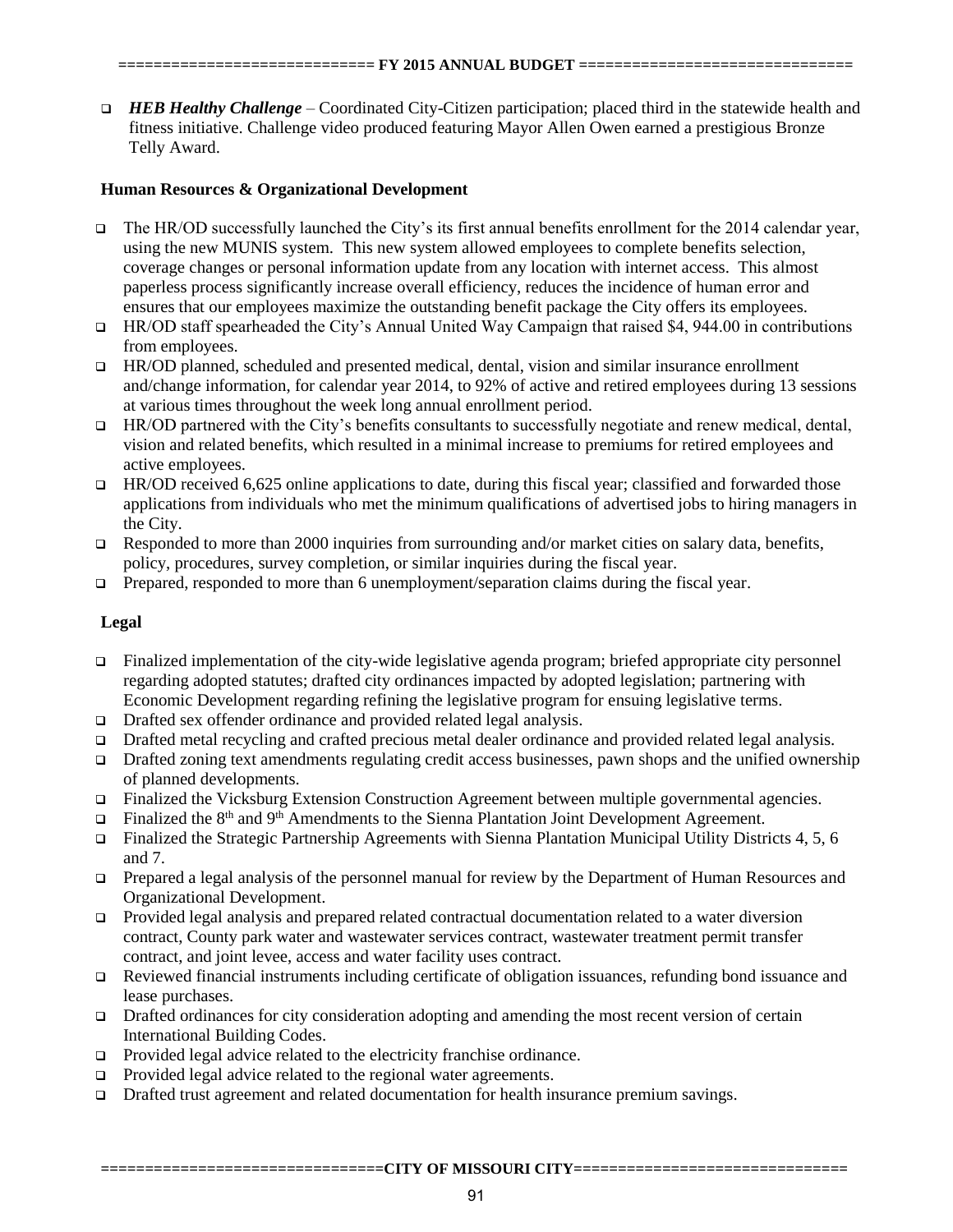- ***HEB Healthy Challenge*** – Coordinated City-Citizen participation; placed third in the statewide health and fitness initiative. Challenge video produced featuring Mayor Allen Owen earned a prestigious Bronze Telly Award.

**Human Resources & Organizational Development**

- The HR/OD successfully launched the City's its first annual benefits enrollment for the 2014 calendar year, using the new MUNIS system. This new system allowed employees to complete benefits selection, coverage changes or personal information update from any location with internet access. This almost paperless process significantly increase overall efficiency, reduces the incidence of human error and ensures that our employees maximize the outstanding benefit package the City offers its employees.
- HR/OD staff spearheaded the City's Annual United Way Campaign that raised $4, 944.00 in contributions from employees.
- HR/OD planned, scheduled and presented medical, dental, vision and similar insurance enrollment and/change information, for calendar year 2014, to 92% of active and retired employees during 13 sessions at various times throughout the week long annual enrollment period.
- HR/OD partnered with the City's benefits consultants to successfully negotiate and renew medical, dental, vision and related benefits, which resulted in a minimal increase to premiums for retired employees and active employees.
- HR/OD received 6,625 online applications to date, during this fiscal year; classified and forwarded those applications from individuals who met the minimum qualifications of advertised jobs to hiring managers in the City.
- Responded to more than 2000 inquiries from surrounding and/or market cities on salary data, benefits, policy, procedures, survey completion, or similar inquiries during the fiscal year.
- Prepared, responded to more than 6 unemployment/separation claims during the fiscal year.

**Legal**

- Finalized implementation of the city-wide legislative agenda program; briefed appropriate city personnel regarding adopted statutes; drafted city ordinances impacted by adopted legislation; partnering with Economic Development regarding refining the legislative program for ensuing legislative terms.
- Drafted sex offender ordinance and provided related legal analysis.
- Drafted metal recycling and crafted precious metal dealer ordinance and provided related legal analysis.
- Drafted zoning text amendments regulating credit access businesses, pawn shops and the unified ownership of planned developments.
- Finalized the Vicksburg Extension Construction Agreement between multiple governmental agencies.
- Finalized the 8th and 9th Amendments to the Sienna Plantation Joint Development Agreement.
- Finalized the Strategic Partnership Agreements with Sienna Plantation Municipal Utility Districts 4, 5, 6 and 7.
- Prepared a legal analysis of the personnel manual for review by the Department of Human Resources and Organizational Development.
- Provided legal analysis and prepared related contractual documentation related to a water diversion contract, County park water and wastewater services contract, wastewater treatment permit transfer contract, and joint levee, access and water facility uses contract.
- Reviewed financial instruments including certificate of obligation issuances, refunding bond issuance and lease purchases.
- Drafted ordinances for city consideration adopting and amending the most recent version of certain International Building Codes.
- Provided legal advice related to the electricity franchise ordinance.
- Provided legal advice related to the regional water agreements.
- Drafted trust agreement and related documentation for health insurance premium savings.